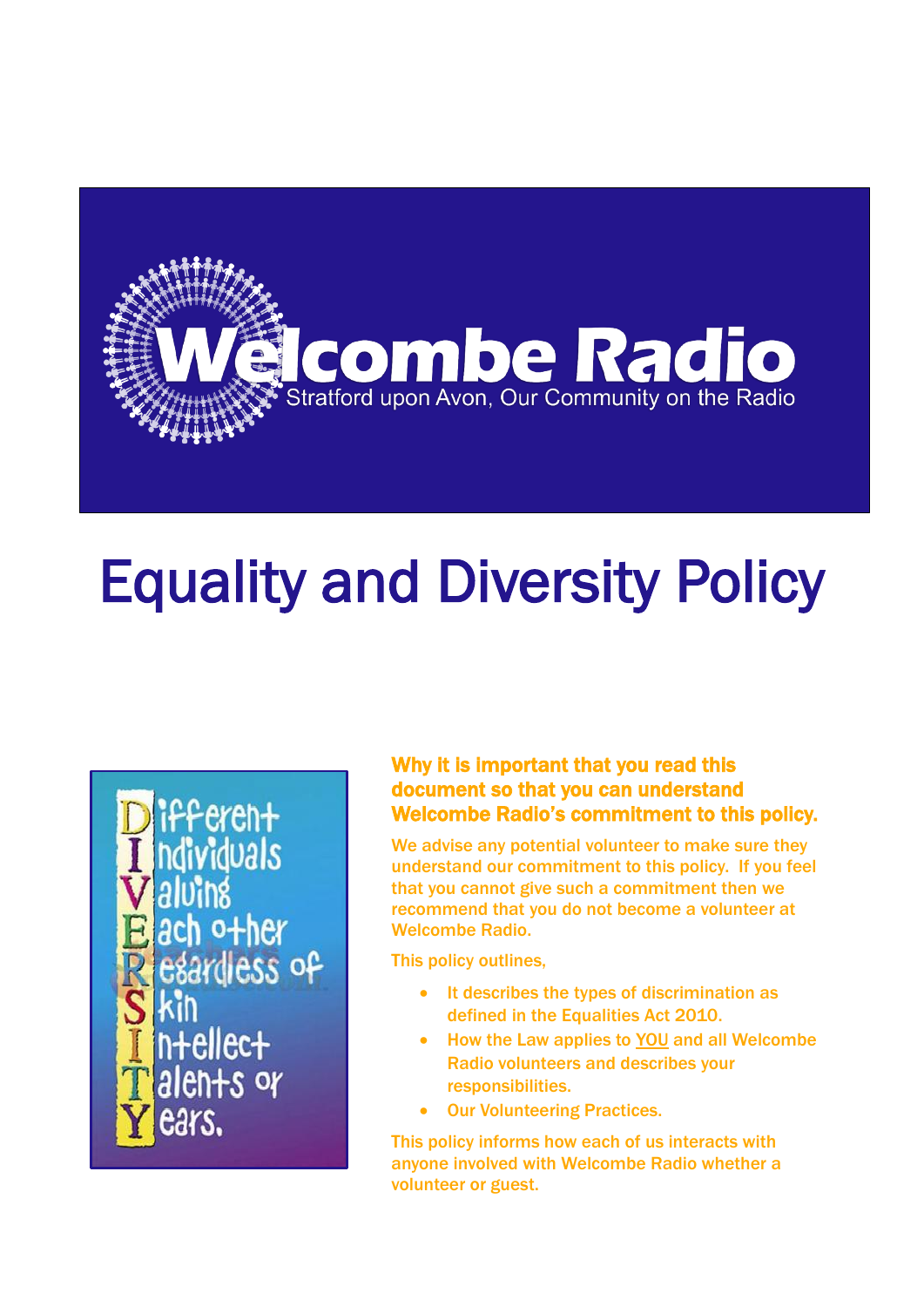# Welcombe Radio

Stratford upon Avon, Our Community on the Radio

# Equality and Diversity Policy

**D**ifferent
**I**ndividuals
**V**aluing
**E**ach other
**R**egardless of
**S**kin
**I**ntellect
**T**alents or
**Y**ears.

### Why it is important that you read this document so that you can understand Welcombe Radio's commitment to this policy.

We advise any potential volunteer to make sure they understand our commitment to this policy. If you feel that you cannot give such a commitment then we recommend that you do not become a volunteer at Welcombe Radio.

This policy outlines,

- It describes the types of discrimination as defined in the Equalities Act 2010.
- How the Law applies to YOU and all Welcombe Radio volunteers and describes your responsibilities.
- Our Volunteering Practices.

This policy informs how each of us interacts with anyone involved with Welcombe Radio whether a volunteer or guest.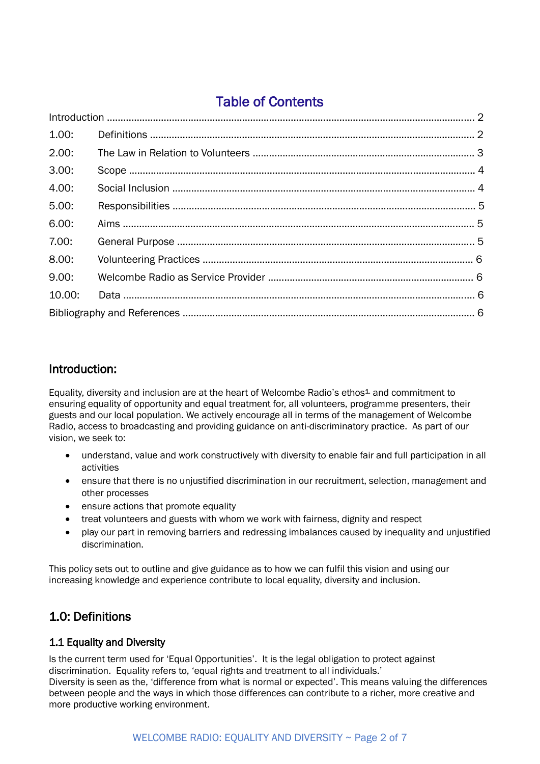## Table of Contents

| | | |
|---|---|---|
| Introduction | | 2 |
| 1.00: | Definitions | 2 |
| 2.00: | The Law in Relation to Volunteers | 3 |
| 3.00: | Scope | 4 |
| 4.00: | Social Inclusion | 4 |
| 5.00: | Responsibilities | 5 |
| 6.00: | Aims | 5 |
| 7.00: | General Purpose | 5 |
| 8.00: | Volunteering Practices | 6 |
| 9.00: | Welcombe Radio as Service Provider | 6 |
| 10.00: | Data | 6 |
| Bibliography and References | | 6 |

## Introduction:

Equality, diversity and inclusion are at the heart of Welcombe Radio's ethos[1] and commitment to ensuring equality of opportunity and equal treatment for, all volunteers, programme presenters, their guests and our local population. We actively encourage all in terms of the management of Welcombe Radio, access to broadcasting and providing guidance on anti-discriminatory practice. As part of our vision, we seek to:

- understand, value and work constructively with diversity to enable fair and full participation in all activities
- ensure that there is no unjustified discrimination in our recruitment, selection, management and other processes
- ensure actions that promote equality
- treat volunteers and guests with whom we work with fairness, dignity and respect
- play our part in removing barriers and redressing imbalances caused by inequality and unjustified discrimination.

This policy sets out to outline and give guidance as to how we can fulfil this vision and using our increasing knowledge and experience contribute to local equality, diversity and inclusion.

## 1.0: Definitions

### 1.1 Equality and Diversity

Is the current term used for 'Equal Opportunities'. It is the legal obligation to protect against discrimination. Equality refers to, 'equal rights and treatment to all individuals.'
Diversity is seen as the, 'difference from what is normal or expected'. This means valuing the differences between people and the ways in which those differences can contribute to a richer, more creative and more productive working environment.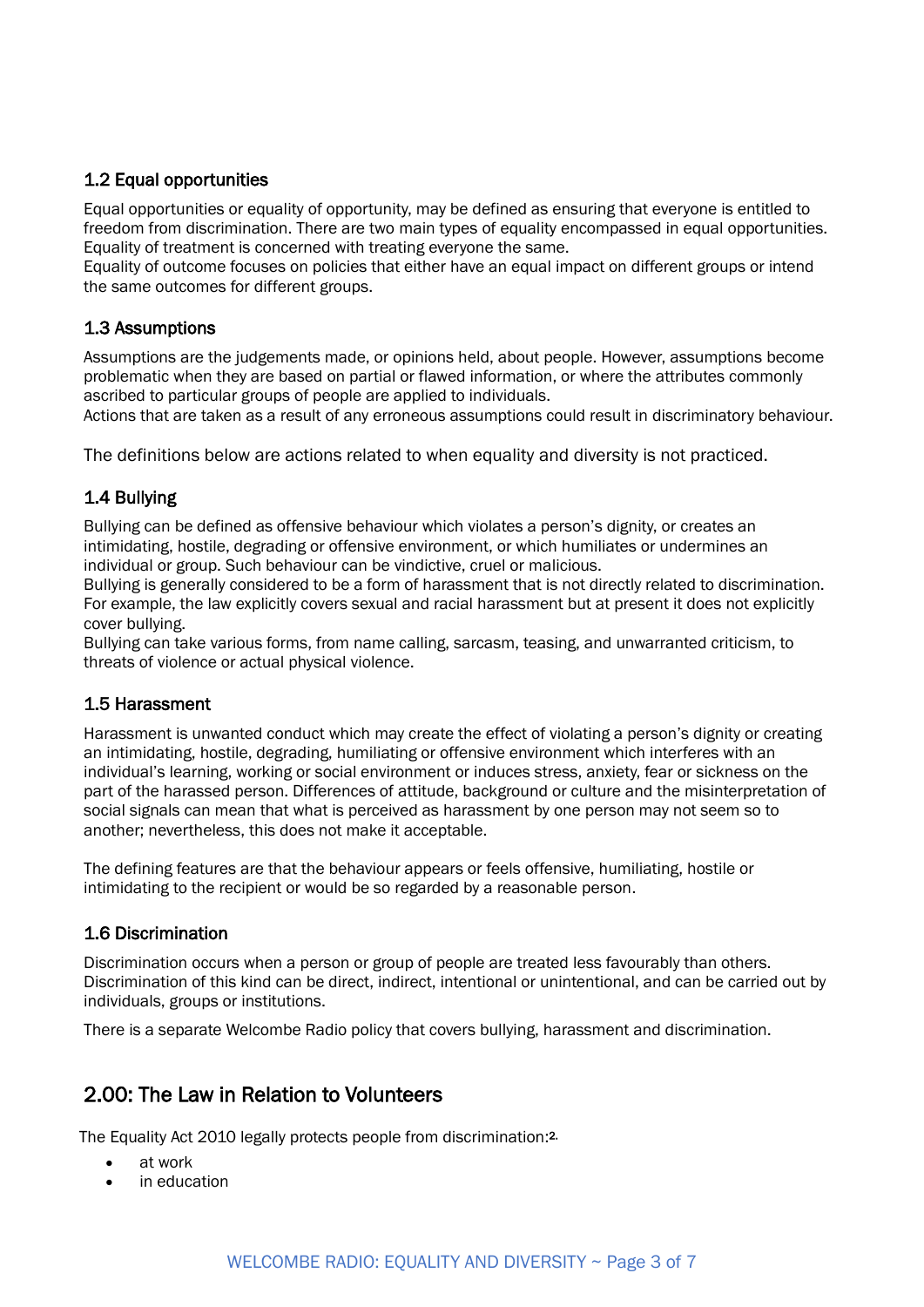### 1.2 Equal opportunities

Equal opportunities or equality of opportunity, may be defined as ensuring that everyone is entitled to freedom from discrimination. There are two main types of equality encompassed in equal opportunities. Equality of treatment is concerned with treating everyone the same.
Equality of outcome focuses on policies that either have an equal impact on different groups or intend the same outcomes for different groups.

### 1.3 Assumptions

Assumptions are the judgements made, or opinions held, about people. However, assumptions become problematic when they are based on partial or flawed information, or where the attributes commonly ascribed to particular groups of people are applied to individuals.
Actions that are taken as a result of any erroneous assumptions could result in discriminatory behaviour.

The definitions below are actions related to when equality and diversity is not practiced.

### 1.4 Bullying

Bullying can be defined as offensive behaviour which violates a person's dignity, or creates an intimidating, hostile, degrading or offensive environment, or which humiliates or undermines an individual or group. Such behaviour can be vindictive, cruel or malicious.
Bullying is generally considered to be a form of harassment that is not directly related to discrimination. For example, the law explicitly covers sexual and racial harassment but at present it does not explicitly cover bullying.
Bullying can take various forms, from name calling, sarcasm, teasing, and unwarranted criticism, to threats of violence or actual physical violence.

### 1.5 Harassment

Harassment is unwanted conduct which may create the effect of violating a person's dignity or creating an intimidating, hostile, degrading, humiliating or offensive environment which interferes with an individual's learning, working or social environment or induces stress, anxiety, fear or sickness on the part of the harassed person. Differences of attitude, background or culture and the misinterpretation of social signals can mean that what is perceived as harassment by one person may not seem so to another; nevertheless, this does not make it acceptable.

The defining features are that the behaviour appears or feels offensive, humiliating, hostile or intimidating to the recipient or would be so regarded by a reasonable person.

### 1.6 Discrimination

Discrimination occurs when a person or group of people are treated less favourably than others. Discrimination of this kind can be direct, indirect, intentional or unintentional, and can be carried out by individuals, groups or institutions.

There is a separate Welcombe Radio policy that covers bullying, harassment and discrimination.

## 2.00: The Law in Relation to Volunteers

The Equality Act 2010 legally protects people from discrimination:[2.]

- at work
- in education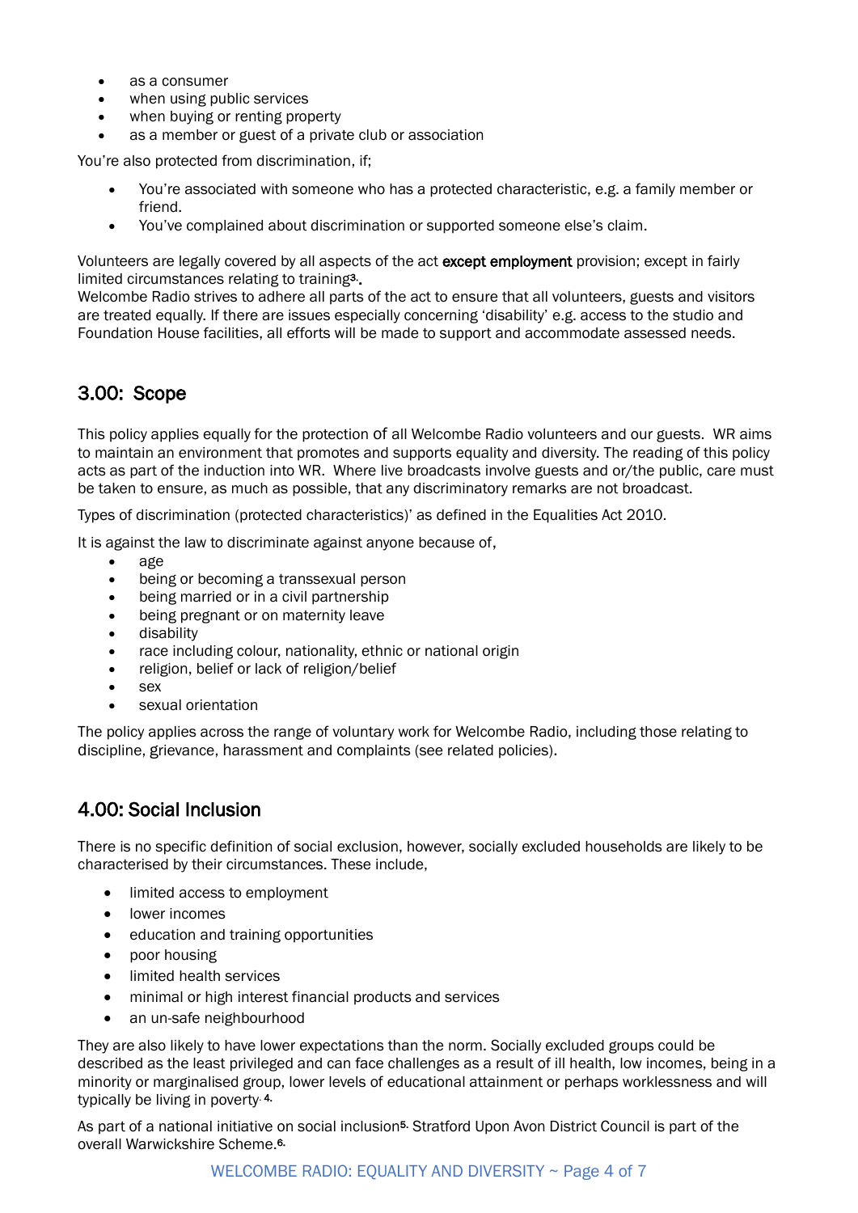- as a consumer
- when using public services
- when buying or renting property
- as a member or guest of a private club or association

You're also protected from discrimination, if;

- You're associated with someone who has a protected characteristic, e.g. a family member or friend.
- You've complained about discrimination or supported someone else's claim.

Volunteers are legally covered by all aspects of the act **except employment** provision; except in fairly limited circumstances relating to training[3].

Welcombe Radio strives to adhere all parts of the act to ensure that all volunteers, guests and visitors are treated equally. If there are issues especially concerning 'disability' e.g. access to the studio and Foundation House facilities, all efforts will be made to support and accommodate assessed needs.

## 3.00: Scope

This policy applies equally for the protection of all Welcombe Radio volunteers and our guests. WR aims to maintain an environment that promotes and supports equality and diversity. The reading of this policy acts as part of the induction into WR. Where live broadcasts involve guests and or/the public, care must be taken to ensure, as much as possible, that any discriminatory remarks are not broadcast.

Types of discrimination (protected characteristics)' as defined in the Equalities Act 2010.

It is against the law to discriminate against anyone because of,

- age
- being or becoming a transsexual person
- being married or in a civil partnership
- being pregnant or on maternity leave
- disability
- race including colour, nationality, ethnic or national origin
- religion, belief or lack of religion/belief
- sex
- sexual orientation

The policy applies across the range of voluntary work for Welcombe Radio, including those relating to discipline, grievance, harassment and complaints (see related policies).

## 4.00: Social Inclusion

There is no specific definition of social exclusion, however, socially excluded households are likely to be characterised by their circumstances. These include,

- limited access to employment
- lower incomes
- education and training opportunities
- poor housing
- limited health services
- minimal or high interest financial products and services
- an un-safe neighbourhood

They are also likely to have lower expectations than the norm. Socially excluded groups could be described as the least privileged and can face challenges as a result of ill health, low incomes, being in a minority or marginalised group, lower levels of educational attainment or perhaps worklessness and will typically be living in poverty.[4]

As part of a national initiative on social inclusion[5] Stratford Upon Avon District Council is part of the overall Warwickshire Scheme.[6]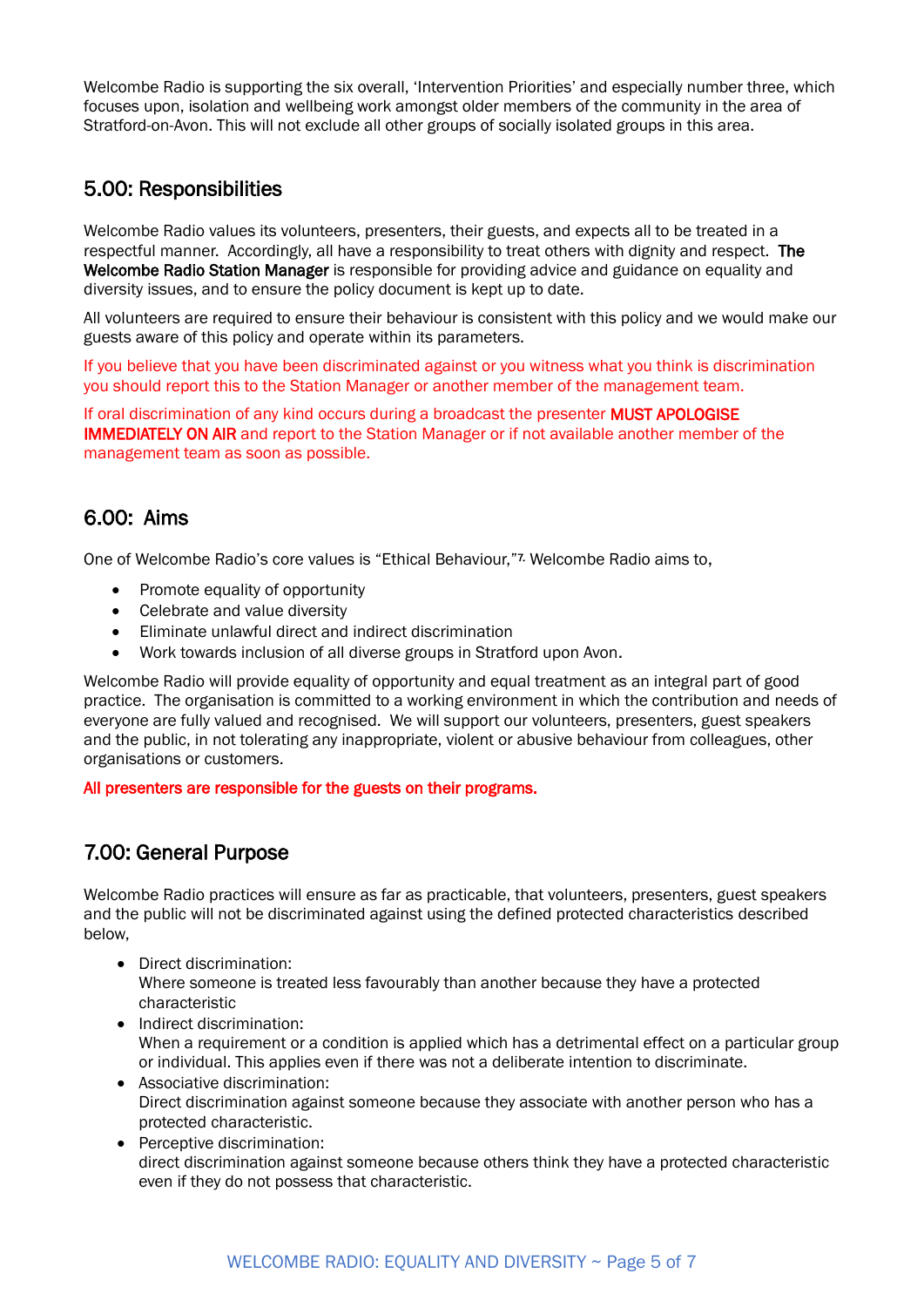Welcombe Radio is supporting the six overall, 'Intervention Priorities' and especially number three, which focuses upon, isolation and wellbeing work amongst older members of the community in the area of Stratford-on-Avon. This will not exclude all other groups of socially isolated groups in this area.

## 5.00: Responsibilities

Welcombe Radio values its volunteers, presenters, their guests, and expects all to be treated in a respectful manner. Accordingly, all have a responsibility to treat others with dignity and respect. **The Welcombe Radio Station Manager** is responsible for providing advice and guidance on equality and diversity issues, and to ensure the policy document is kept up to date.

All volunteers are required to ensure their behaviour is consistent with this policy and we would make our guests aware of this policy and operate within its parameters.

If you believe that you have been discriminated against or you witness what you think is discrimination you should report this to the Station Manager or another member of the management team.

If oral discrimination of any kind occurs during a broadcast the presenter **MUST APOLOGISE IMMEDIATELY ON AIR** and report to the Station Manager or if not available another member of the management team as soon as possible.

## 6.00: Aims

One of Welcombe Radio's core values is "Ethical Behaviour,"[7.] Welcombe Radio aims to,

- Promote equality of opportunity
- Celebrate and value diversity
- Eliminate unlawful direct and indirect discrimination
- Work towards inclusion of all diverse groups in Stratford upon Avon.

Welcombe Radio will provide equality of opportunity and equal treatment as an integral part of good practice. The organisation is committed to a working environment in which the contribution and needs of everyone are fully valued and recognised. We will support our volunteers, presenters, guest speakers and the public, in not tolerating any inappropriate, violent or abusive behaviour from colleagues, other organisations or customers.

**All presenters are responsible for the guests on their programs.**

## 7.00: General Purpose

Welcombe Radio practices will ensure as far as practicable, that volunteers, presenters, guest speakers and the public will not be discriminated against using the defined protected characteristics described below,

- Direct discrimination:
  Where someone is treated less favourably than another because they have a protected characteristic
- Indirect discrimination:
  When a requirement or a condition is applied which has a detrimental effect on a particular group or individual. This applies even if there was not a deliberate intention to discriminate.
- Associative discrimination:
  Direct discrimination against someone because they associate with another person who has a protected characteristic.
- Perceptive discrimination:
  direct discrimination against someone because others think they have a protected characteristic even if they do not possess that characteristic.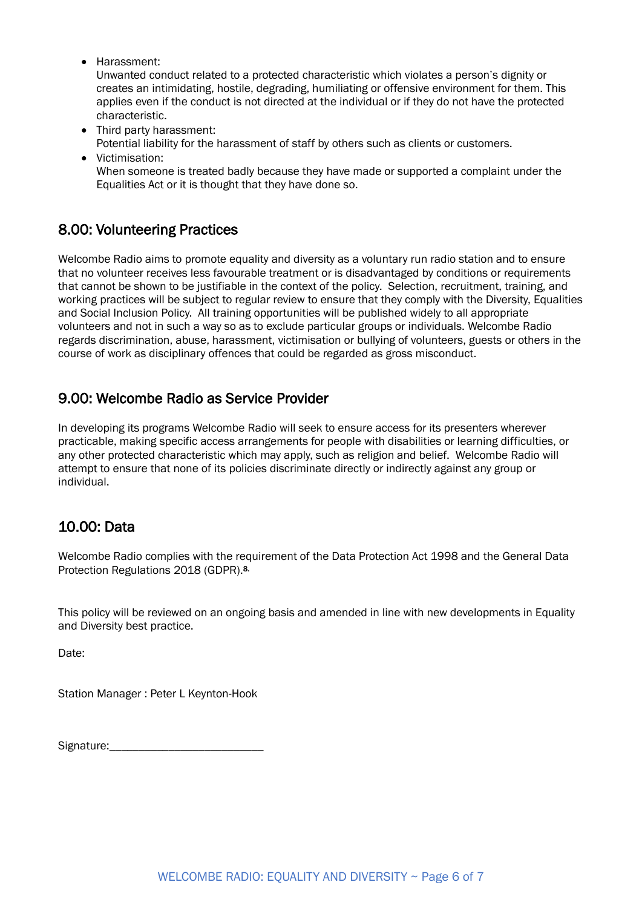- Harassment:
  Unwanted conduct related to a protected characteristic which violates a person's dignity or creates an intimidating, hostile, degrading, humiliating or offensive environment for them. This applies even if the conduct is not directed at the individual or if they do not have the protected characteristic.
- Third party harassment:
  Potential liability for the harassment of staff by others such as clients or customers.
- Victimisation:
  When someone is treated badly because they have made or supported a complaint under the Equalities Act or it is thought that they have done so.

## 8.00: Volunteering Practices

Welcombe Radio aims to promote equality and diversity as a voluntary run radio station and to ensure that no volunteer receives less favourable treatment or is disadvantaged by conditions or requirements that cannot be shown to be justifiable in the context of the policy. Selection, recruitment, training, and working practices will be subject to regular review to ensure that they comply with the Diversity, Equalities and Social Inclusion Policy. All training opportunities will be published widely to all appropriate volunteers and not in such a way so as to exclude particular groups or individuals. Welcombe Radio regards discrimination, abuse, harassment, victimisation or bullying of volunteers, guests or others in the course of work as disciplinary offences that could be regarded as gross misconduct.

## 9.00: Welcombe Radio as Service Provider

In developing its programs Welcombe Radio will seek to ensure access for its presenters wherever practicable, making specific access arrangements for people with disabilities or learning difficulties, or any other protected characteristic which may apply, such as religion and belief. Welcombe Radio will attempt to ensure that none of its policies discriminate directly or indirectly against any group or individual.

## 10.00: Data

Welcombe Radio complies with the requirement of the Data Protection Act 1998 and the General Data Protection Regulations 2018 (GDPR).[8]

This policy will be reviewed on an ongoing basis and amended in line with new developments in Equality and Diversity best practice.

Date:

Station Manager : Peter L Keynton-Hook

Signature:___________________________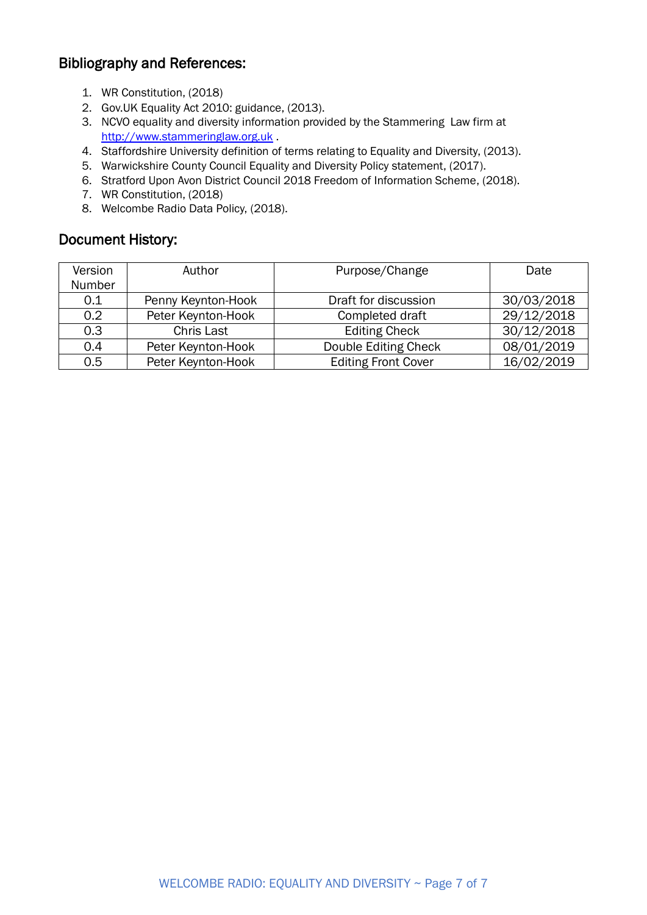## Bibliography and References:

1. WR Constitution, (2018)
2. Gov.UK Equality Act 2010: guidance, (2013).
3. NCVO equality and diversity information provided by the Stammering Law firm at http://www.stammeringlaw.org.uk .
4. Staffordshire University definition of terms relating to Equality and Diversity, (2013).
5. Warwickshire County Council Equality and Diversity Policy statement, (2017).
6. Stratford Upon Avon District Council 2018 Freedom of Information Scheme, (2018).
7. WR Constitution, (2018)
8. Welcombe Radio Data Policy, (2018).

## Document History:

| Version Number | Author | Purpose/Change | Date |
|---|---|---|---|
| 0.1 | Penny Keynton-Hook | Draft for discussion | 30/03/2018 |
| 0.2 | Peter Keynton-Hook | Completed draft | 29/12/2018 |
| 0.3 | Chris Last | Editing Check | 30/12/2018 |
| 0.4 | Peter Keynton-Hook | Double Editing Check | 08/01/2019 |
| 0.5 | Peter Keynton-Hook | Editing Front Cover | 16/02/2019 |